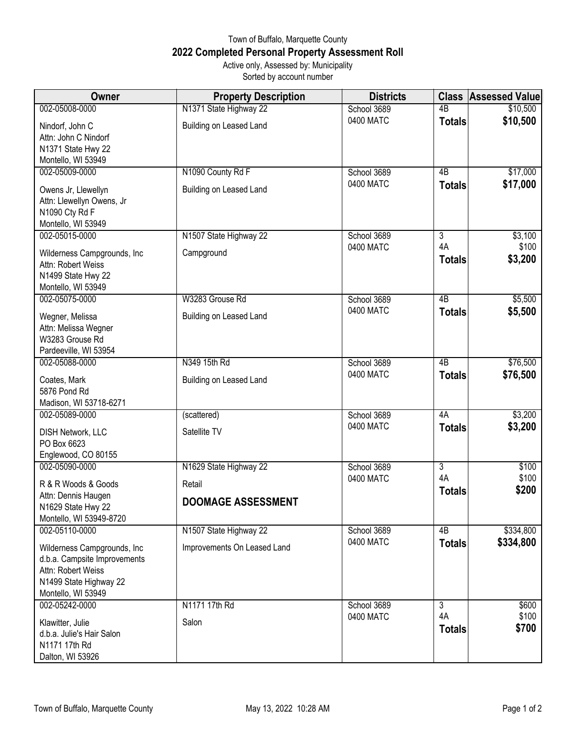Town of Buffalo, Marquette County

# 2022 Completed Personal Property Assessment Roll

Active only, Assessed by: Municipality
Sorted by account number

| Owner | Property Description | Districts | Class | Assessed Value |
|---|---|---|---|---|
| 002-05008-0000<br>Nindorf, John C<br>Attn: John C Nindorf<br>N1371 State Hwy 22<br>Montello, WI 53949 | N1371 State Highway 22<br>Building on Leased Land | School 3689<br>0400 MATC | 4B<br>**Totals** | $10,500<br>**$10,500** |
| 002-05009-0000<br>Owens Jr, Llewellyn<br>Attn: Llewellyn Owens, Jr<br>N1090 Cty Rd F<br>Montello, WI 53949 | N1090 County Rd F<br>Building on Leased Land | School 3689<br>0400 MATC | 4B<br>**Totals** | $17,000<br>**$17,000** |
| 002-05015-0000<br>Wilderness Campgrounds, Inc<br>Attn: Robert Weiss<br>N1499 State Hwy 22<br>Montello, WI 53949 | N1507 State Highway 22<br>Campground | School 3689<br>0400 MATC | 3<br>4A<br>**Totals** | $3,100<br>$100<br>**$3,200** |
| 002-05075-0000<br>Wegner, Melissa<br>Attn: Melissa Wegner<br>W3283 Grouse Rd<br>Pardeeville, WI 53954 | W3283 Grouse Rd<br>Building on Leased Land | School 3689<br>0400 MATC | 4B<br>**Totals** | $5,500<br>**$5,500** |
| 002-05088-0000<br>Coates, Mark<br>5876 Pond Rd<br>Madison, WI 53718-6271 | N349 15th Rd<br>Building on Leased Land | School 3689<br>0400 MATC | 4B<br>**Totals** | $76,500<br>**$76,500** |
| 002-05089-0000<br>DISH Network, LLC<br>PO Box 6623<br>Englewood, CO 80155 | (scattered)<br>Satellite TV | School 3689<br>0400 MATC | 4A<br>**Totals** | $3,200<br>**$3,200** |
| 002-05090-0000<br>R & R Woods & Goods<br>Attn: Dennis Haugen<br>N1629 State Hwy 22<br>Montello, WI 53949-8720 | N1629 State Highway 22<br>Retail<br>**DOOMAGE ASSESSMENT** | School 3689<br>0400 MATC | 3<br>4A<br>**Totals** | $100<br>$100<br>**$200** |
| 002-05110-0000<br>Wilderness Campgrounds, Inc<br>d.b.a. Campsite Improvements<br>Attn: Robert Weiss<br>N1499 State Highway 22<br>Montello, WI 53949 | N1507 State Highway 22<br>Improvements On Leased Land | School 3689<br>0400 MATC | 4B<br>**Totals** | $334,800<br>**$334,800** |
| 002-05242-0000<br>Klawitter, Julie<br>d.b.a. Julie's Hair Salon<br>N1171 17th Rd<br>Dalton, WI 53926 | N1171 17th Rd<br>Salon | School 3689<br>0400 MATC | 3<br>4A<br>**Totals** | $600<br>$100<br>**$700** |

May 13, 2022 10:28 AM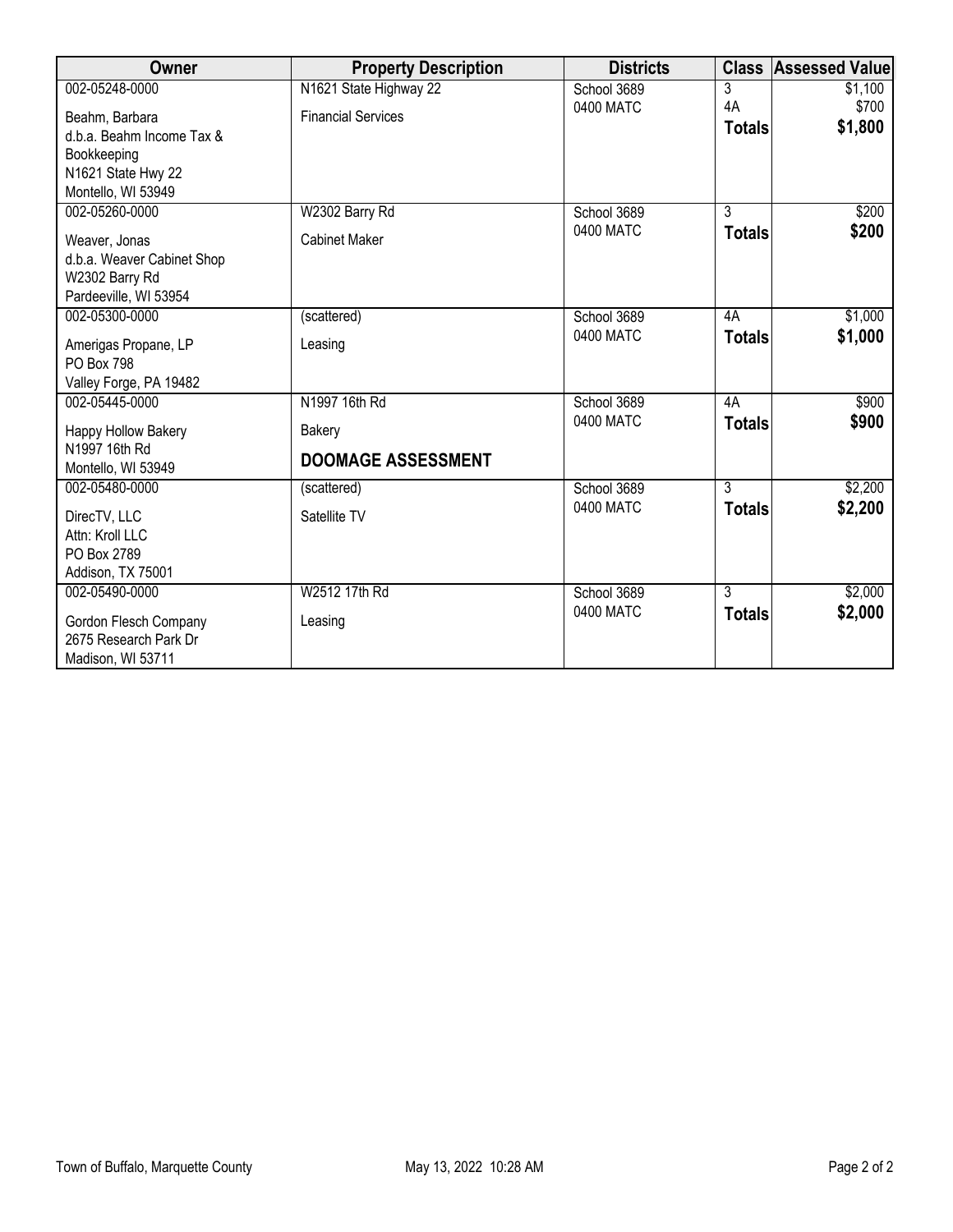| Owner | Property Description | Districts | Class | Assessed Value |
|---|---|---|---|---|
| 002-05248-0000<br>Beahm, Barbara<br>d.b.a. Beahm Income Tax & Bookkeeping<br>N1621 State Hwy 22<br>Montello, WI 53949 | N1621 State Highway 22<br>Financial Services | School 3689<br>0400 MATC | 3<br>4A<br>**Totals** | $1,100<br>$700<br>**$1,800** |
| 002-05260-0000<br>Weaver, Jonas<br>d.b.a. Weaver Cabinet Shop<br>W2302 Barry Rd<br>Pardeeville, WI 53954 | W2302 Barry Rd<br>Cabinet Maker | School 3689<br>0400 MATC | 3<br>**Totals** | $200<br>**$200** |
| 002-05300-0000<br>Amerigas Propane, LP<br>PO Box 798<br>Valley Forge, PA 19482 | (scattered)<br>Leasing | School 3689<br>0400 MATC | 4A<br>**Totals** | $1,000<br>**$1,000** |
| 002-05445-0000<br>Happy Hollow Bakery<br>N1997 16th Rd<br>Montello, WI 53949 | N1997 16th Rd<br>Bakery<br>**DOOMAGE ASSESSMENT** | School 3689<br>0400 MATC | 4A<br>**Totals** | $900<br>**$900** |
| 002-05480-0000<br>DirecTV, LLC<br>Attn: Kroll LLC<br>PO Box 2789<br>Addison, TX 75001 | (scattered)<br>Satellite TV | School 3689<br>0400 MATC | 3<br>**Totals** | $2,200<br>**$2,200** |
| 002-05490-0000<br>Gordon Flesch Company<br>2675 Research Park Dr<br>Madison, WI 53711 | W2512 17th Rd<br>Leasing | School 3689<br>0400 MATC | 3<br>**Totals** | $2,000<br>**$2,000** |

Town of Buffalo, Marquette County May 13, 2022 10:28 AM